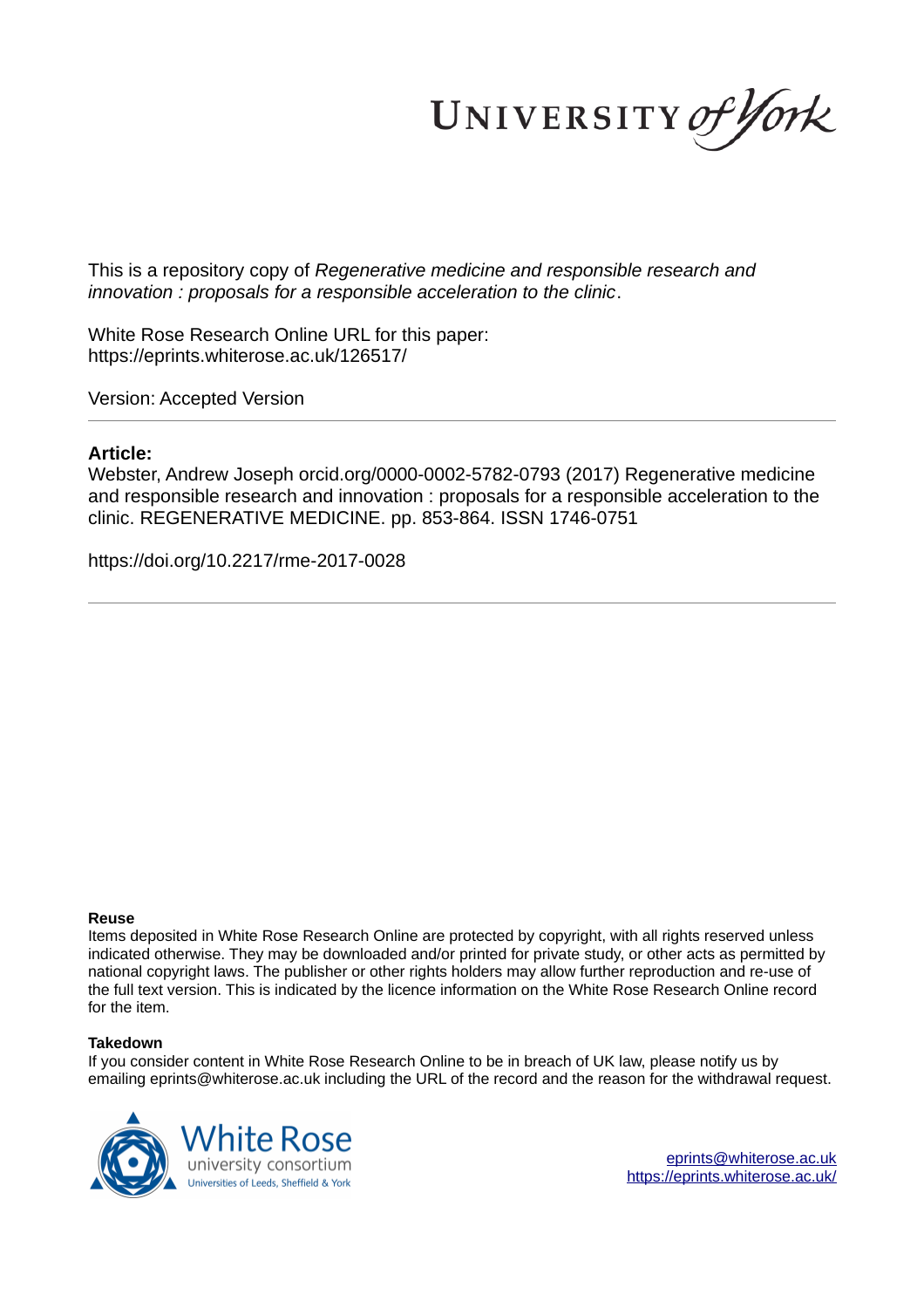UNIVERSITY of York

This is a repository copy of *Regenerative medicine and responsible research and innovation : proposals for a responsible acceleration to the clinic*.

White Rose Research Online URL for this paper:
https://eprints.whiterose.ac.uk/126517/

Version: Accepted Version

---

**Article:**

Webster, Andrew Joseph orcid.org/0000-0002-5782-0793 (2017) Regenerative medicine and responsible research and innovation : proposals for a responsible acceleration to the clinic. REGENERATIVE MEDICINE. pp. 853-864. ISSN 1746-0751

https://doi.org/10.2217/rme-2017-0028

---

**Reuse**

Items deposited in White Rose Research Online are protected by copyright, with all rights reserved unless indicated otherwise. They may be downloaded and/or printed for private study, or other acts as permitted by national copyright laws. The publisher or other rights holders may allow further reproduction and re-use of the full text version. This is indicated by the licence information on the White Rose Research Online record for the item.

**Takedown**

If you consider content in White Rose Research Online to be in breach of UK law, please notify us by emailing eprints@whiterose.ac.uk including the URL of the record and the reason for the withdrawal request.

White Rose university consortium
Universities of Leeds, Sheffield & York

eprints@whiterose.ac.uk
https://eprints.whiterose.ac.uk/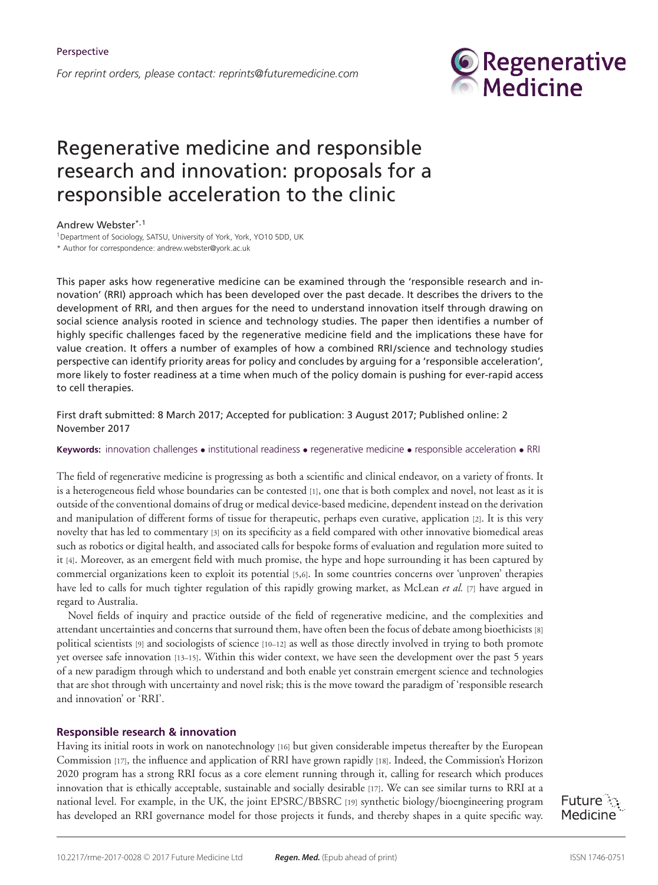Perspective

*For reprint orders, please contact: reprints@futuremedicine.com*

# Regenerative medicine and responsible research and innovation: proposals for a responsible acceleration to the clinic

Andrew Webster*,[1]

[1]Department of Sociology, SATSU, University of York, York, YO10 5DD, UK

* Author for correspondence: andrew.webster@york.ac.uk

This paper asks how regenerative medicine can be examined through the 'responsible research and innovation' (RRI) approach which has been developed over the past decade. It describes the drivers to the development of RRI, and then argues for the need to understand innovation itself through drawing on social science analysis rooted in science and technology studies. The paper then identifies a number of highly specific challenges faced by the regenerative medicine field and the implications these have for value creation. It offers a number of examples of how a combined RRI/science and technology studies perspective can identify priority areas for policy and concludes by arguing for a 'responsible acceleration', more likely to foster readiness at a time when much of the policy domain is pushing for ever-rapid access to cell therapies.

First draft submitted: 8 March 2017; Accepted for publication: 3 August 2017; Published online: 2 November 2017

**Keywords:** innovation challenges • institutional readiness • regenerative medicine • responsible acceleration • RRI

The field of regenerative medicine is progressing as both a scientific and clinical endeavor, on a variety of fronts. It is a heterogeneous field whose boundaries can be contested [1], one that is both complex and novel, not least as it is outside of the conventional domains of drug or medical device-based medicine, dependent instead on the derivation and manipulation of different forms of tissue for therapeutic, perhaps even curative, application [2]. It is this very novelty that has led to commentary [3] on its specificity as a field compared with other innovative biomedical areas such as robotics or digital health, and associated calls for bespoke forms of evaluation and regulation more suited to it [4]. Moreover, as an emergent field with much promise, the hype and hope surrounding it has been captured by commercial organizations keen to exploit its potential [5,6]. In some countries concerns over 'unproven' therapies have led to calls for much tighter regulation of this rapidly growing market, as McLean *et al.* [7] have argued in regard to Australia.

Novel fields of inquiry and practice outside of the field of regenerative medicine, and the complexities and attendant uncertainties and concerns that surround them, have often been the focus of debate among bioethicists [8] political scientists [9] and sociologists of science [10–12] as well as those directly involved in trying to both promote yet oversee safe innovation [13–15]. Within this wider context, we have seen the development over the past 5 years of a new paradigm through which to understand and both enable yet constrain emergent science and technologies that are shot through with uncertainty and novel risk; this is the move toward the paradigm of 'responsible research and innovation' or 'RRI'.

## Responsible research & innovation

Having its initial roots in work on nanotechnology [16] but given considerable impetus thereafter by the European Commission [17], the influence and application of RRI have grown rapidly [18]. Indeed, the Commission's Horizon 2020 program has a strong RRI focus as a core element running through it, calling for research which produces innovation that is ethically acceptable, sustainable and socially desirable [17]. We can see similar turns to RRI at a national level. For example, in the UK, the joint EPSRC/BBSRC [19] synthetic biology/bioengineering program has developed an RRI governance model for those projects it funds, and thereby shapes in a quite specific way.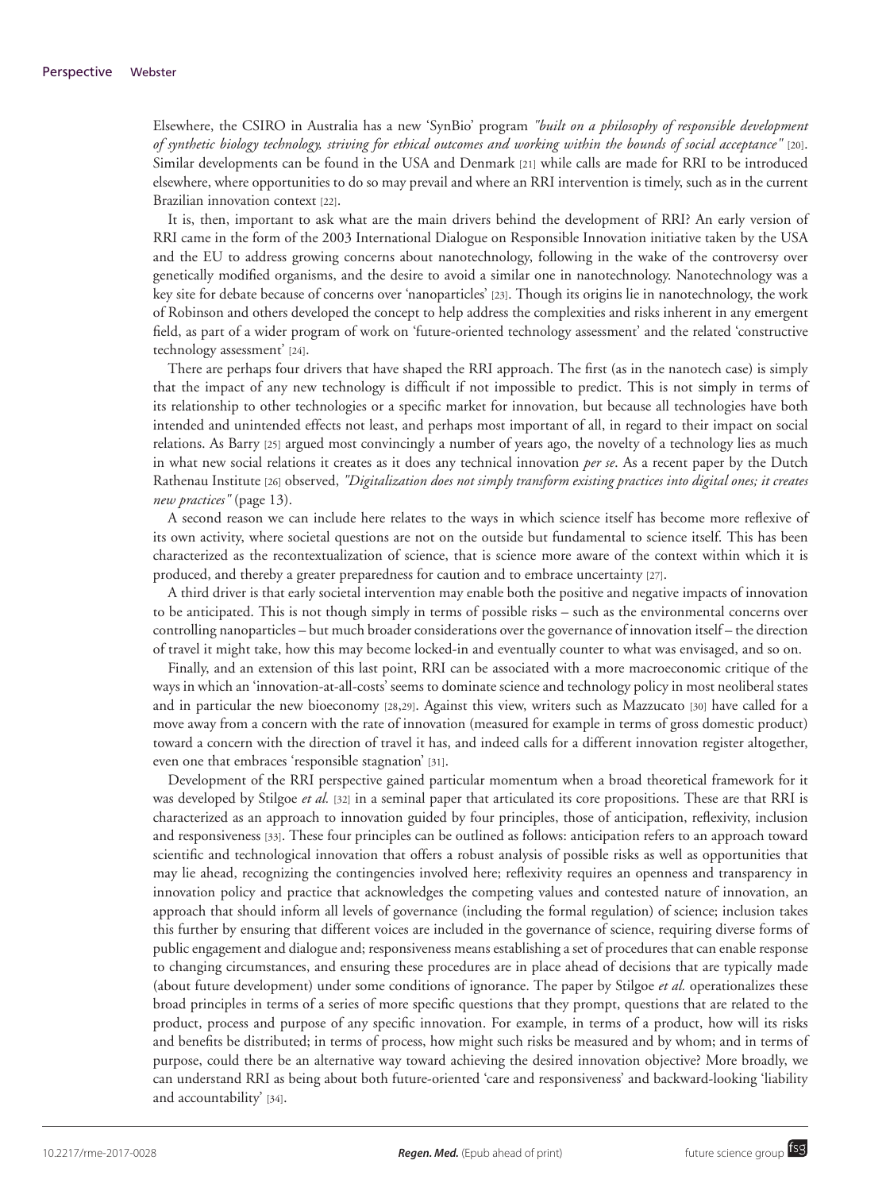Elsewhere, the CSIRO in Australia has a new 'SynBio' program *"built on a philosophy of responsible development of synthetic biology technology, striving for ethical outcomes and working within the bounds of social acceptance"* [20]. Similar developments can be found in the USA and Denmark [21] while calls are made for RRI to be introduced elsewhere, where opportunities to do so may prevail and where an RRI intervention is timely, such as in the current Brazilian innovation context [22].

It is, then, important to ask what are the main drivers behind the development of RRI? An early version of RRI came in the form of the 2003 International Dialogue on Responsible Innovation initiative taken by the USA and the EU to address growing concerns about nanotechnology, following in the wake of the controversy over genetically modified organisms, and the desire to avoid a similar one in nanotechnology. Nanotechnology was a key site for debate because of concerns over 'nanoparticles' [23]. Though its origins lie in nanotechnology, the work of Robinson and others developed the concept to help address the complexities and risks inherent in any emergent field, as part of a wider program of work on 'future-oriented technology assessment' and the related 'constructive technology assessment' [24].

There are perhaps four drivers that have shaped the RRI approach. The first (as in the nanotech case) is simply that the impact of any new technology is difficult if not impossible to predict. This is not simply in terms of its relationship to other technologies or a specific market for innovation, but because all technologies have both intended and unintended effects not least, and perhaps most important of all, in regard to their impact on social relations. As Barry [25] argued most convincingly a number of years ago, the novelty of a technology lies as much in what new social relations it creates as it does any technical innovation *per se*. As a recent paper by the Dutch Rathenau Institute [26] observed, *"Digitalization does not simply transform existing practices into digital ones; it creates new practices"* (page 13).

A second reason we can include here relates to the ways in which science itself has become more reflexive of its own activity, where societal questions are not on the outside but fundamental to science itself. This has been characterized as the recontextualization of science, that is science more aware of the context within which it is produced, and thereby a greater preparedness for caution and to embrace uncertainty [27].

A third driver is that early societal intervention may enable both the positive and negative impacts of innovation to be anticipated. This is not though simply in terms of possible risks – such as the environmental concerns over controlling nanoparticles – but much broader considerations over the governance of innovation itself – the direction of travel it might take, how this may become locked-in and eventually counter to what was envisaged, and so on.

Finally, and an extension of this last point, RRI can be associated with a more macroeconomic critique of the ways in which an 'innovation-at-all-costs' seems to dominate science and technology policy in most neoliberal states and in particular the new bioeconomy [28,29]. Against this view, writers such as Mazzucato [30] have called for a move away from a concern with the rate of innovation (measured for example in terms of gross domestic product) toward a concern with the direction of travel it has, and indeed calls for a different innovation register altogether, even one that embraces 'responsible stagnation' [31].

Development of the RRI perspective gained particular momentum when a broad theoretical framework for it was developed by Stilgoe *et al.* [32] in a seminal paper that articulated its core propositions. These are that RRI is characterized as an approach to innovation guided by four principles, those of anticipation, reflexivity, inclusion and responsiveness [33]. These four principles can be outlined as follows: anticipation refers to an approach toward scientific and technological innovation that offers a robust analysis of possible risks as well as opportunities that may lie ahead, recognizing the contingencies involved here; reflexivity requires an openness and transparency in innovation policy and practice that acknowledges the competing values and contested nature of innovation, an approach that should inform all levels of governance (including the formal regulation) of science; inclusion takes this further by ensuring that different voices are included in the governance of science, requiring diverse forms of public engagement and dialogue and; responsiveness means establishing a set of procedures that can enable response to changing circumstances, and ensuring these procedures are in place ahead of decisions that are typically made (about future development) under some conditions of ignorance. The paper by Stilgoe *et al.* operationalizes these broad principles in terms of a series of more specific questions that they prompt, questions that are related to the product, process and purpose of any specific innovation. For example, in terms of a product, how will its risks and benefits be distributed; in terms of process, how might such risks be measured and by whom; and in terms of purpose, could there be an alternative way toward achieving the desired innovation objective? More broadly, we can understand RRI as being about both future-oriented 'care and responsiveness' and backward-looking 'liability and accountability' [34].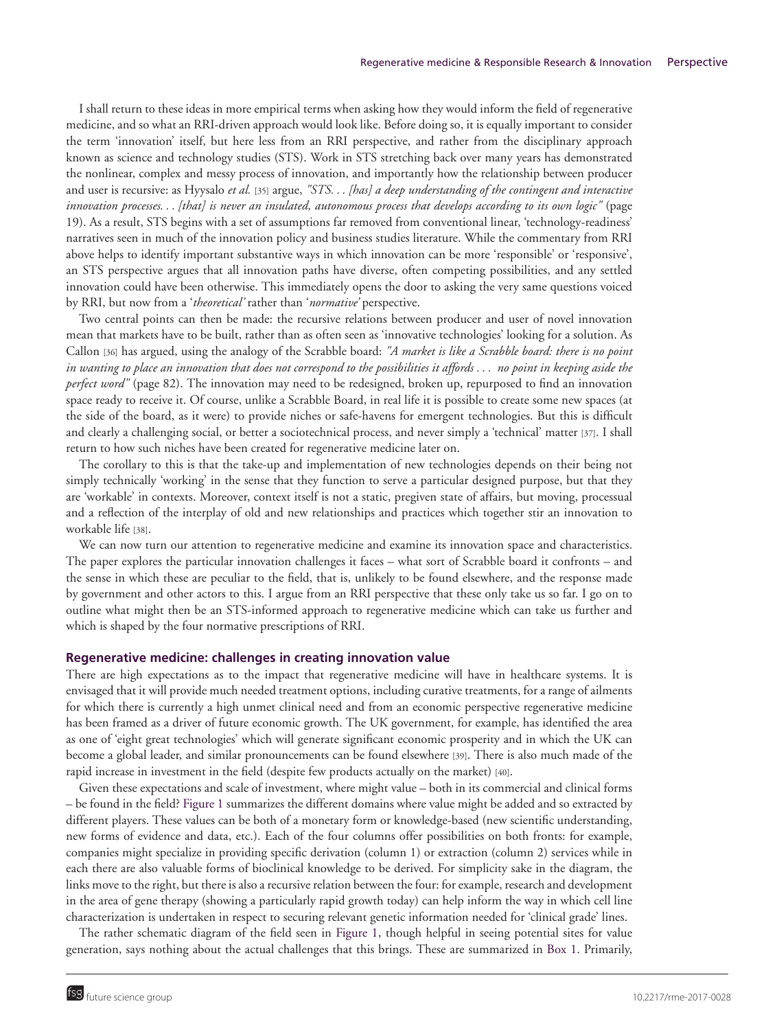I shall return to these ideas in more empirical terms when asking how they would inform the field of regenerative medicine, and so what an RRI-driven approach would look like. Before doing so, it is equally important to consider the term 'innovation' itself, but here less from an RRI perspective, and rather from the disciplinary approach known as science and technology studies (STS). Work in STS stretching back over many years has demonstrated the nonlinear, complex and messy process of innovation, and importantly how the relationship between producer and user is recursive: as Hyysalo *et al.* [35] argue, *"STS. . . [has] a deep understanding of the contingent and interactive innovation processes. . . [that] is never an insulated, autonomous process that develops according to its own logic"* (page 19). As a result, STS begins with a set of assumptions far removed from conventional linear, 'technology-readiness' narratives seen in much of the innovation policy and business studies literature. While the commentary from RRI above helps to identify important substantive ways in which innovation can be more 'responsible' or 'responsive', an STS perspective argues that all innovation paths have diverse, often competing possibilities, and any settled innovation could have been otherwise. This immediately opens the door to asking the very same questions voiced by RRI, but now from a '*theoretical'* rather than '*normative*' perspective.

Two central points can then be made: the recursive relations between producer and user of novel innovation mean that markets have to be built, rather than as often seen as 'innovative technologies' looking for a solution. As Callon [36] has argued, using the analogy of the Scrabble board: *"A market is like a Scrabble board: there is no point in wanting to place an innovation that does not correspond to the possibilities it affords . . . no point in keeping aside the perfect move"* (page 82). The innovation may need to be redesigned, broken up, repurposed to find an innovation space ready to receive it. Of course, unlike a Scrabble Board, in real life it is possible to create some new spaces (at the side of the board, as it were) to provide niches or safe-havens for emergent technologies. But this is difficult and clearly a challenging social, or better a sociotechnical process, and never simply a 'technical' matter [37]. I shall return to how such niches have been created for regenerative medicine later on.

The corollary to this is that the take-up and implementation of new technologies depends on their being not simply technically 'working' in the sense that they function to serve a particular designed purpose, but that they are 'workable' in contexts. Moreover, context itself is not a static, pregiven state of affairs, but moving, processual and a reflection of the interplay of old and new relationships and practices which together stir an innovation to workable life [38].

We can now turn our attention to regenerative medicine and examine its innovation space and characteristics. The paper explores the particular innovation challenges it faces – what sort of Scrabble board it confronts – and the sense in which these are peculiar to the field, that is, unlikely to be found elsewhere, and the response made by government and other actors to this. I argue from an RRI perspective that these only take us so far. I go on to outline what might then be an STS-informed approach to regenerative medicine which can take us further and which is shaped by the four normative prescriptions of RRI.

## Regenerative medicine: challenges in creating innovation value

There are high expectations as to the impact that regenerative medicine will have in healthcare systems. It is envisaged that it will provide much needed treatment options, including curative treatments, for a range of ailments for which there is currently a high unmet clinical need and from an economic perspective regenerative medicine has been framed as a driver of future economic growth. The UK government, for example, has identified the area as one of 'eight great technologies' which will generate significant economic prosperity and in which the UK can become a global leader, and similar pronouncements can be found elsewhere [39]. There is also much made of the rapid increase in investment in the field (despite few products actually on the market) [40].

Given these expectations and scale of investment, where might value – both in its commercial and clinical forms – be found in the field? Figure 1 summarizes the different domains where value might be added and so extracted by different players. These values can be both of a monetary form or knowledge-based (new scientific understanding, new forms of evidence and data, etc.). Each of the four columns offer possibilities on both fronts: for example, companies might specialize in providing specific derivation (column 1) or extraction (column 2) services while in each there are also valuable forms of bioclinical knowledge to be derived. For simplicity sake in the diagram, the links move to the right, but there is also a recursive relation between the four: for example, research and development in the area of gene therapy (showing a particularly rapid growth today) can help inform the way in which cell line characterization is undertaken in respect to securing relevant genetic information needed for 'clinical grade' lines.

The rather schematic diagram of the field seen in Figure 1, though helpful in seeing potential sites for value generation, says nothing about the actual challenges that this brings. These are summarized in Box 1. Primarily,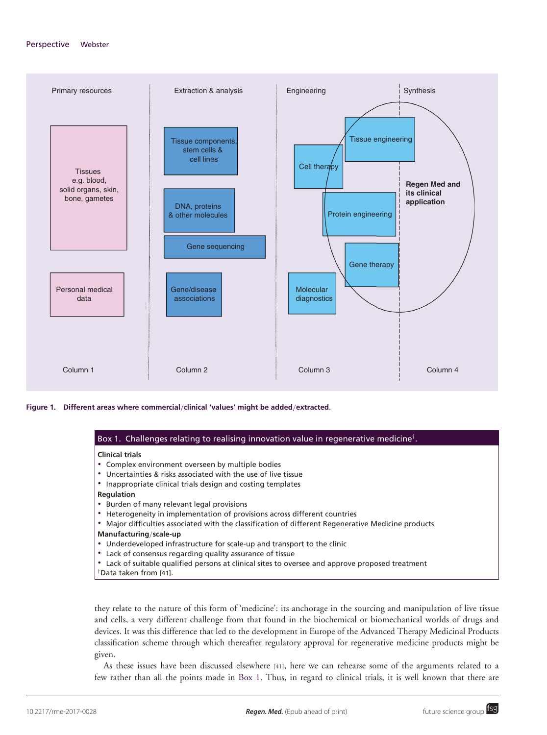**Figure 1. Different areas where commercial/clinical 'values' might be added/extracted.**

| Box 1. Challenges relating to realising innovation value in regenerative medicine[†]. |
|---|
| **Clinical trials**<br>• Complex environment overseen by multiple bodies<br>• Uncertainties & risks associated with the use of live tissue<br>• Inappropriate clinical trials design and costing templates<br>**Regulation**<br>• Burden of many relevant legal provisions<br>• Heterogeneity in implementation of provisions across different countries<br>• Major difficulties associated with the classification of different Regenerative Medicine products<br>**Manufacturing/scale-up**<br>• Underdeveloped infrastructure for scale-up and transport to the clinic<br>• Lack of consensus regarding quality assurance of tissue<br>• Lack of suitable qualified persons at clinical sites to oversee and approve proposed treatment<br>[†]Data taken from [41]. |

they relate to the nature of this form of 'medicine': its anchorage in the sourcing and manipulation of live tissue and cells, a very different challenge from that found in the biochemical or biomechanical worlds of drugs and devices. It was this difference that led to the development in Europe of the Advanced Therapy Medicinal Products classification scheme through which thereafter regulatory approval for regenerative medicine products might be given.

As these issues have been discussed elsewhere [41], here we can rehearse some of the arguments related to a few rather than all the points made in Box 1. Thus, in regard to clinical trials, it is well known that there are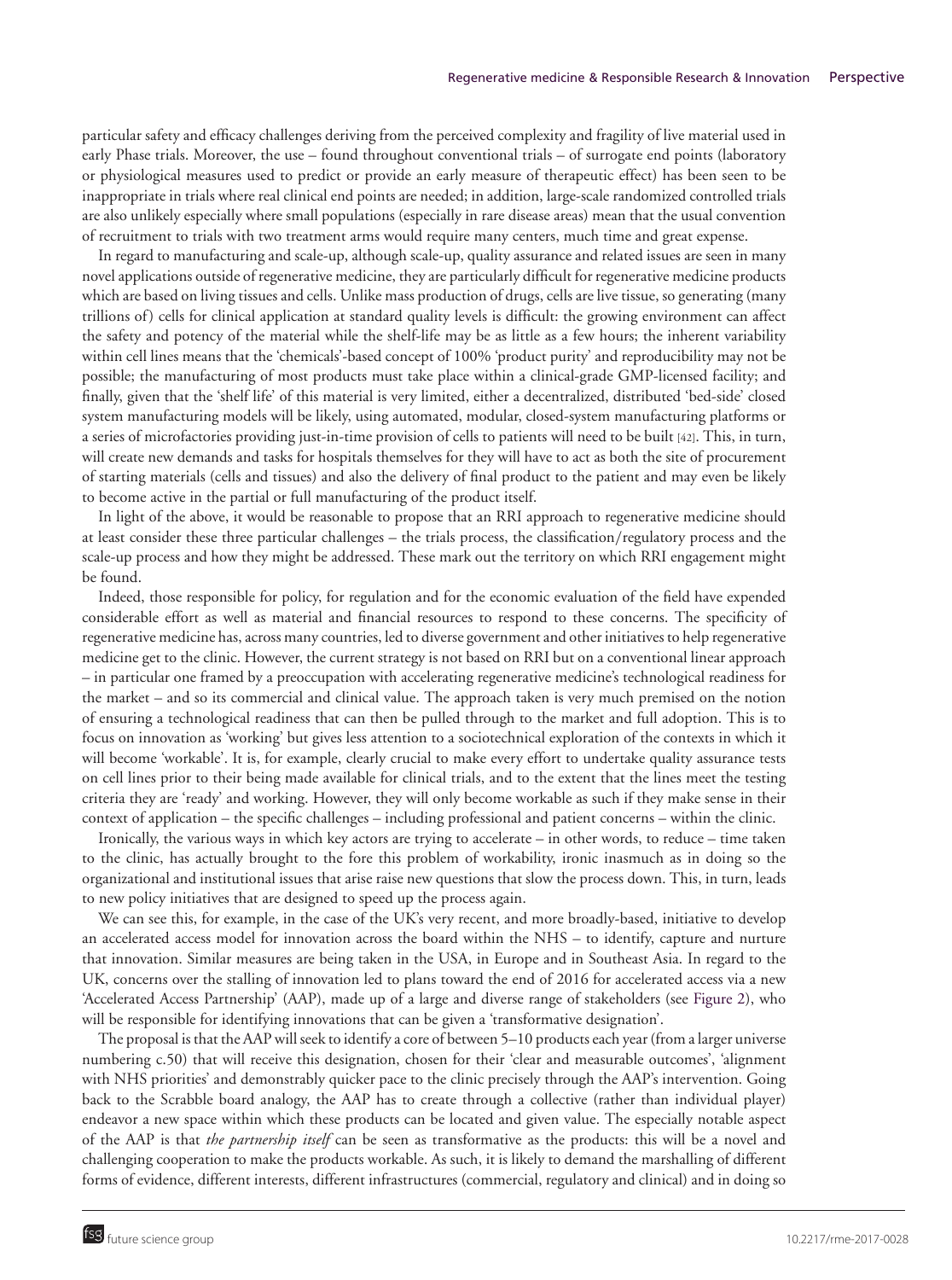particular safety and efficacy challenges deriving from the perceived complexity and fragility of live material used in early Phase trials. Moreover, the use – found throughout conventional trials – of surrogate end points (laboratory or physiological measures used to predict or provide an early measure of therapeutic effect) has been seen to be inappropriate in trials where real clinical end points are needed; in addition, large-scale randomized controlled trials are also unlikely especially where small populations (especially in rare disease areas) mean that the usual convention of recruitment to trials with two treatment arms would require many centers, much time and great expense.

In regard to manufacturing and scale-up, although scale-up, quality assurance and related issues are seen in many novel applications outside of regenerative medicine, they are particularly difficult for regenerative medicine products which are based on living tissues and cells. Unlike mass production of drugs, cells are live tissue, so generating (many trillions of) cells for clinical application at standard quality levels is difficult: the growing environment can affect the safety and potency of the material while the shelf-life may be as little as a few hours; the inherent variability within cell lines means that the 'chemicals'-based concept of 100% 'product purity' and reproducibility may not be possible; the manufacturing of most products must take place within a clinical-grade GMP-licensed facility; and finally, given that the 'shelf life' of this material is very limited, either a decentralized, distributed 'bed-side' closed system manufacturing models will be likely, using automated, modular, closed-system manufacturing platforms or a series of microfactories providing just-in-time provision of cells to patients will need to be built [42]. This, in turn, will create new demands and tasks for hospitals themselves for they will have to act as both the site of procurement of starting materials (cells and tissues) and also the delivery of final product to the patient and may even be likely to become active in the partial or full manufacturing of the product itself.

In light of the above, it would be reasonable to propose that an RRI approach to regenerative medicine should at least consider these three particular challenges – the trials process, the classification/regulatory process and the scale-up process and how they might be addressed. These mark out the territory on which RRI engagement might be found.

Indeed, those responsible for policy, for regulation and for the economic evaluation of the field have expended considerable effort as well as material and financial resources to respond to these concerns. The specificity of regenerative medicine has, across many countries, led to diverse government and other initiatives to help regenerative medicine get to the clinic. However, the current strategy is not based on RRI but on a conventional linear approach – in particular one framed by a preoccupation with accelerating regenerative medicine's technological readiness for the market – and so its commercial and clinical value. The approach taken is very much premised on the notion of ensuring a technological readiness that can then be pulled through to the market and full adoption. This is to focus on innovation as 'working' but gives less attention to a sociotechnical exploration of the contexts in which it will become 'workable'. It is, for example, clearly crucial to make every effort to undertake quality assurance tests on cell lines prior to their being made available for clinical trials, and to the extent that the lines meet the testing criteria they are 'ready' and working. However, they will only become workable as such if they make sense in their context of application – the specific challenges – including professional and patient concerns – within the clinic.

Ironically, the various ways in which key actors are trying to accelerate – in other words, to reduce – time taken to the clinic, has actually brought to the fore this problem of workability, ironic inasmuch as in doing so the organizational and institutional issues that arise raise new questions that slow the process down. This, in turn, leads to new policy initiatives that are designed to speed up the process again.

We can see this, for example, in the case of the UK's very recent, and more broadly-based, initiative to develop an accelerated access model for innovation across the board within the NHS – to identify, capture and nurture that innovation. Similar measures are being taken in the USA, in Europe and in Southeast Asia. In regard to the UK, concerns over the stalling of innovation led to plans toward the end of 2016 for accelerated access via a new 'Accelerated Access Partnership' (AAP), made up of a large and diverse range of stakeholders (see Figure 2), who will be responsible for identifying innovations that can be given a 'transformative designation'.

The proposal is that the AAP will seek to identify a core of between 5–10 products each year (from a larger universe numbering c.50) that will receive this designation, chosen for their 'clear and measurable outcomes', 'alignment with NHS priorities' and demonstrably quicker pace to the clinic precisely through the AAP's intervention. Going back to the Scrabble board analogy, the AAP has to create through a collective (rather than individual player) endeavor a new space within which these products can be located and given value. The especially notable aspect of the AAP is that *the partnership itself* can be seen as transformative as the products: this will be a novel and challenging cooperation to make the products workable. As such, it is likely to demand the marshalling of different forms of evidence, different interests, different infrastructures (commercial, regulatory and clinical) and in doing so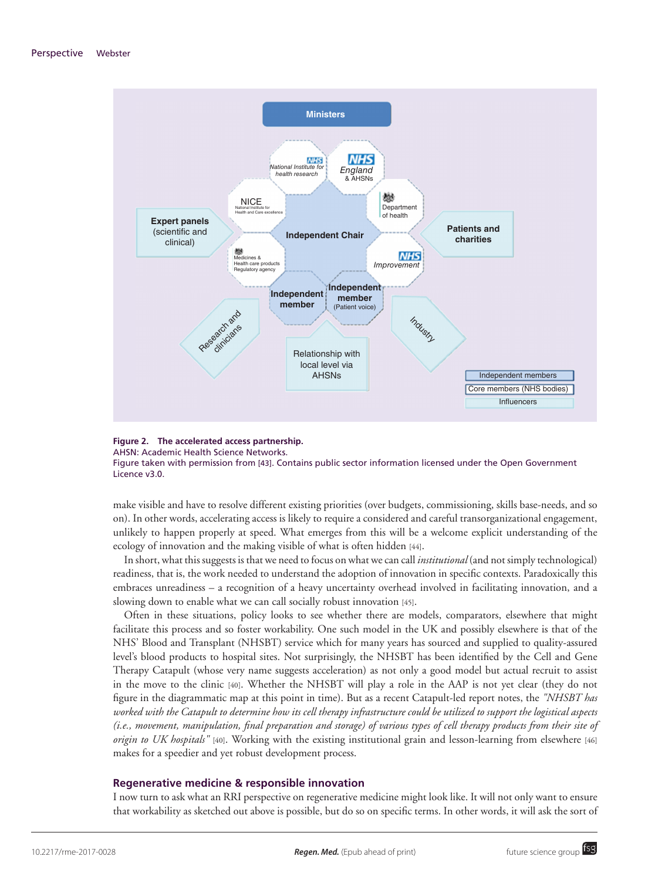**Figure 2. The accelerated access partnership.**
AHSN: Academic Health Science Networks.
Figure taken with permission from [43]. Contains public sector information licensed under the Open Government Licence v3.0.

make visible and have to resolve different existing priorities (over budgets, commissioning, skills base-needs, and so on). In other words, accelerating access is likely to require a considered and careful transorganizational engagement, unlikely to happen properly at speed. What emerges from this will be a welcome explicit understanding of the ecology of innovation and the making visible of what is often hidden [44].

In short, what this suggests is that we need to focus on what we can call *institutional* (and not simply technological) readiness, that is, the work needed to understand the adoption of innovation in specific contexts. Paradoxically this embraces unreadiness – a recognition of a heavy uncertainty overhead involved in facilitating innovation, and a slowing down to enable what we can call socially robust innovation [45].

Often in these situations, policy looks to see whether there are models, comparators, elsewhere that might facilitate this process and so foster workability. One such model in the UK and possibly elsewhere is that of the NHS' Blood and Transplant (NHSBT) service which for many years has sourced and supplied to quality-assured level's blood products to hospital sites. Not surprisingly, the NHSBT has been identified by the Cell and Gene Therapy Catapult (whose very name suggests acceleration) as not only a good model but actual recruit to assist in the move to the clinic [40]. Whether the NHSBT will play a role in the AAP is not yet clear (they do not figure in the diagrammatic map at this point in time). But as a recent Catapult-led report notes, the *"NHSBT has worked with the Catapult to determine how its cell therapy infrastructure could be utilized to support the logistical aspects (i.e., movement, manipulation, final preparation and storage) of various types of cell therapy products from their site of origin to UK hospitals"* [40]. Working with the existing institutional grain and lesson-learning from elsewhere [46] makes for a speedier and yet robust development process.

## Regenerative medicine & responsible innovation

I now turn to ask what an RRI perspective on regenerative medicine might look like. It will not only want to ensure that workability as sketched out above is possible, but do so on specific terms. In other words, it will ask the sort of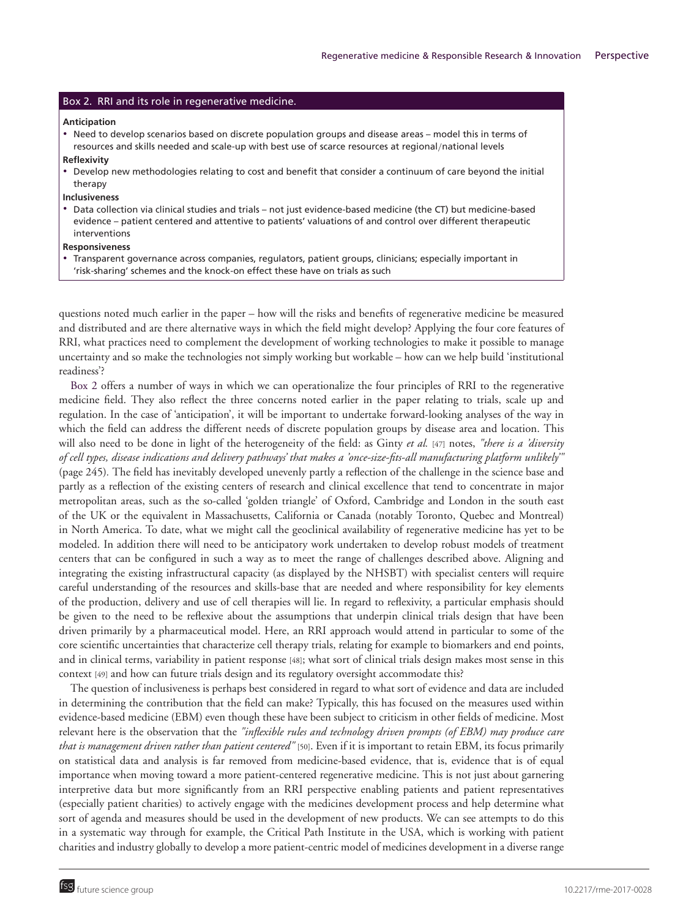**Box 2. RRI and its role in regenerative medicine.**

**Anticipation**

- Need to develop scenarios based on discrete population groups and disease areas – model this in terms of resources and skills needed and scale-up with best use of scarce resources at regional/national levels

**Reflexivity**

- Develop new methodologies relating to cost and benefit that consider a continuum of care beyond the initial therapy

**Inclusiveness**

- Data collection via clinical studies and trials – not just evidence-based medicine (the CT) but medicine-based evidence – patient centered and attentive to patients' valuations of and control over different therapeutic interventions

**Responsiveness**

- Transparent governance across companies, regulators, patient groups, clinicians; especially important in 'risk-sharing' schemes and the knock-on effect these have on trials as such

questions noted much earlier in the paper – how will the risks and benefits of regenerative medicine be measured and distributed and are there alternative ways in which the field might develop? Applying the four core features of RRI, what practices need to complement the development of working technologies to make it possible to manage uncertainty and so make the technologies not simply working but workable – how can we help build 'institutional readiness'?

Box 2 offers a number of ways in which we can operationalize the four principles of RRI to the regenerative medicine field. They also reflect the three concerns noted earlier in the paper relating to trials, scale up and regulation. In the case of 'anticipation', it will be important to undertake forward-looking analyses of the way in which the field can address the different needs of discrete population groups by disease area and location. This will also need to be done in light of the heterogeneity of the field: as Ginty *et al.* [47] notes, *"there is a 'diversity of cell types, disease indications and delivery pathways' that makes a 'once-size-fits-all manufacturing platform unlikely'"* (page 245). The field has inevitably developed unevenly partly a reflection of the challenge in the science base and partly as a reflection of the existing centers of research and clinical excellence that tend to concentrate in major metropolitan areas, such as the so-called 'golden triangle' of Oxford, Cambridge and London in the south east of the UK or the equivalent in Massachusetts, California or Canada (notably Toronto, Quebec and Montreal) in North America. To date, what we might call the geoclinical availability of regenerative medicine has yet to be modeled. In addition there will need to be anticipatory work undertaken to develop robust models of treatment centers that can be configured in such a way as to meet the range of challenges described above. Aligning and integrating the existing infrastructural capacity (as displayed by the NHSBT) with specialist centers will require careful understanding of the resources and skills-base that are needed and where responsibility for key elements of the production, delivery and use of cell therapies will lie. In regard to reflexivity, a particular emphasis should be given to the need to be reflexive about the assumptions that underpin clinical trials design that have been driven primarily by a pharmaceutical model. Here, an RRI approach would attend in particular to some of the core scientific uncertainties that characterize cell therapy trials, relating for example to biomarkers and end points, and in clinical terms, variability in patient response [48]; what sort of clinical trials design makes most sense in this context [49] and how can future trials design and its regulatory oversight accommodate this?

The question of inclusiveness is perhaps best considered in regard to what sort of evidence and data are included in determining the contribution that the field can make? Typically, this has focused on the measures used within evidence-based medicine (EBM) even though these have been subject to criticism in other fields of medicine. Most relevant here is the observation that the *"inflexible rules and technology driven prompts (of EBM) may produce care that is management driven rather than patient centered"* [50]. Even if it is important to retain EBM, its focus primarily on statistical data and analysis is far removed from medicine-based evidence, that is, evidence that is of equal importance when moving toward a more patient-centered regenerative medicine. This is not just about garnering interpretive data but more significantly from an RRI perspective enabling patients and patient representatives (especially patient charities) to actively engage with the medicines development process and help determine what sort of agenda and measures should be used in the development of new products. We can see attempts to do this in a systematic way through for example, the Critical Path Institute in the USA, which is working with patient charities and industry globally to develop a more patient-centric model of medicines development in a diverse range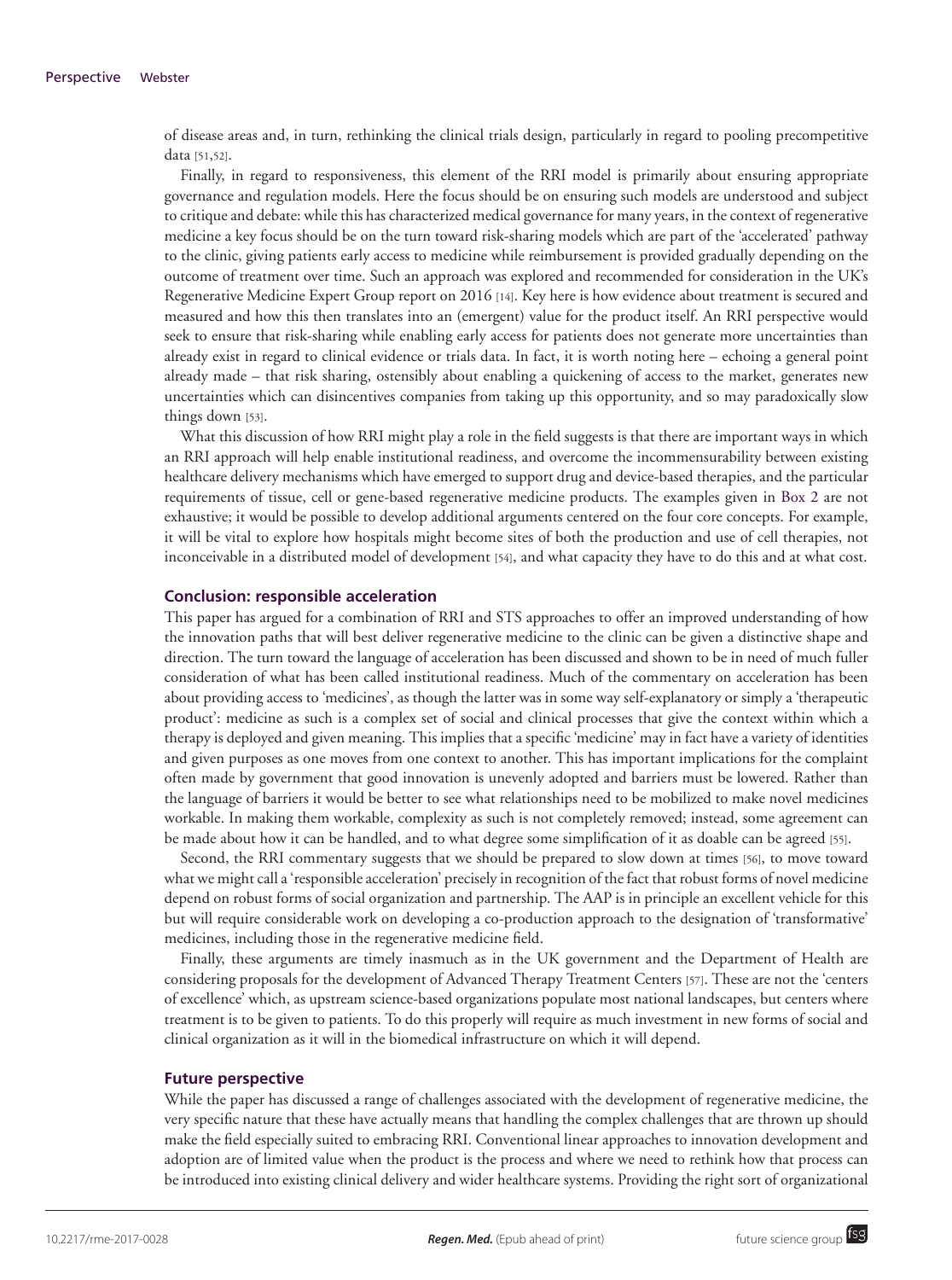of disease areas and, in turn, rethinking the clinical trials design, particularly in regard to pooling precompetitive data [51,52].

Finally, in regard to responsiveness, this element of the RRI model is primarily about ensuring appropriate governance and regulation models. Here the focus should be on ensuring such models are understood and subject to critique and debate: while this has characterized medical governance for many years, in the context of regenerative medicine a key focus should be on the turn toward risk-sharing models which are part of the 'accelerated' pathway to the clinic, giving patients early access to medicine while reimbursement is provided gradually depending on the outcome of treatment over time. Such an approach was explored and recommended for consideration in the UK's Regenerative Medicine Expert Group report on 2016 [14]. Key here is how evidence about treatment is secured and measured and how this then translates into an (emergent) value for the product itself. An RRI perspective would seek to ensure that risk-sharing while enabling early access for patients does not generate more uncertainties than already exist in regard to clinical evidence or trials data. In fact, it is worth noting here – echoing a general point already made – that risk sharing, ostensibly about enabling a quickening of access to the market, generates new uncertainties which can disincentives companies from taking up this opportunity, and so may paradoxically slow things down [53].

What this discussion of how RRI might play a role in the field suggests is that there are important ways in which an RRI approach will help enable institutional readiness, and overcome the incommensurability between existing healthcare delivery mechanisms which have emerged to support drug and device-based therapies, and the particular requirements of tissue, cell or gene-based regenerative medicine products. The examples given in Box 2 are not exhaustive; it would be possible to develop additional arguments centered on the four core concepts. For example, it will be vital to explore how hospitals might become sites of both the production and use of cell therapies, not inconceivable in a distributed model of development [54], and what capacity they have to do this and at what cost.

## Conclusion: responsible acceleration

This paper has argued for a combination of RRI and STS approaches to offer an improved understanding of how the innovation paths that will best deliver regenerative medicine to the clinic can be given a distinctive shape and direction. The turn toward the language of acceleration has been discussed and shown to be in need of much fuller consideration of what has been called institutional readiness. Much of the commentary on acceleration has been about providing access to 'medicines', as though the latter was in some way self-explanatory or simply a 'therapeutic product': medicine as such is a complex set of social and clinical processes that give the context within which a therapy is deployed and given meaning. This implies that a specific 'medicine' may in fact have a variety of identities and given purposes as one moves from one context to another. This has important implications for the complaint often made by government that good innovation is unevenly adopted and barriers must be lowered. Rather than the language of barriers it would be better to see what relationships need to be mobilized to make novel medicines workable. In making them workable, complexity as such is not completely removed; instead, some agreement can be made about how it can be handled, and to what degree some simplification of it as doable can be agreed [55].

Second, the RRI commentary suggests that we should be prepared to slow down at times [56], to move toward what we might call a 'responsible acceleration' precisely in recognition of the fact that robust forms of novel medicine depend on robust forms of social organization and partnership. The AAP is in principle an excellent vehicle for this but will require considerable work on developing a co-production approach to the designation of 'transformative' medicines, including those in the regenerative medicine field.

Finally, these arguments are timely inasmuch as in the UK government and the Department of Health are considering proposals for the development of Advanced Therapy Treatment Centers [57]. These are not the 'centers of excellence' which, as upstream science-based organizations populate most national landscapes, but centers where treatment is to be given to patients. To do this properly will require as much investment in new forms of social and clinical organization as it will in the biomedical infrastructure on which it will depend.

## Future perspective

While the paper has discussed a range of challenges associated with the development of regenerative medicine, the very specific nature that these have actually means that handling the complex challenges that are thrown up should make the field especially suited to embracing RRI. Conventional linear approaches to innovation development and adoption are of limited value when the product is the process and where we need to rethink how that process can be introduced into existing clinical delivery and wider healthcare systems. Providing the right sort of organizational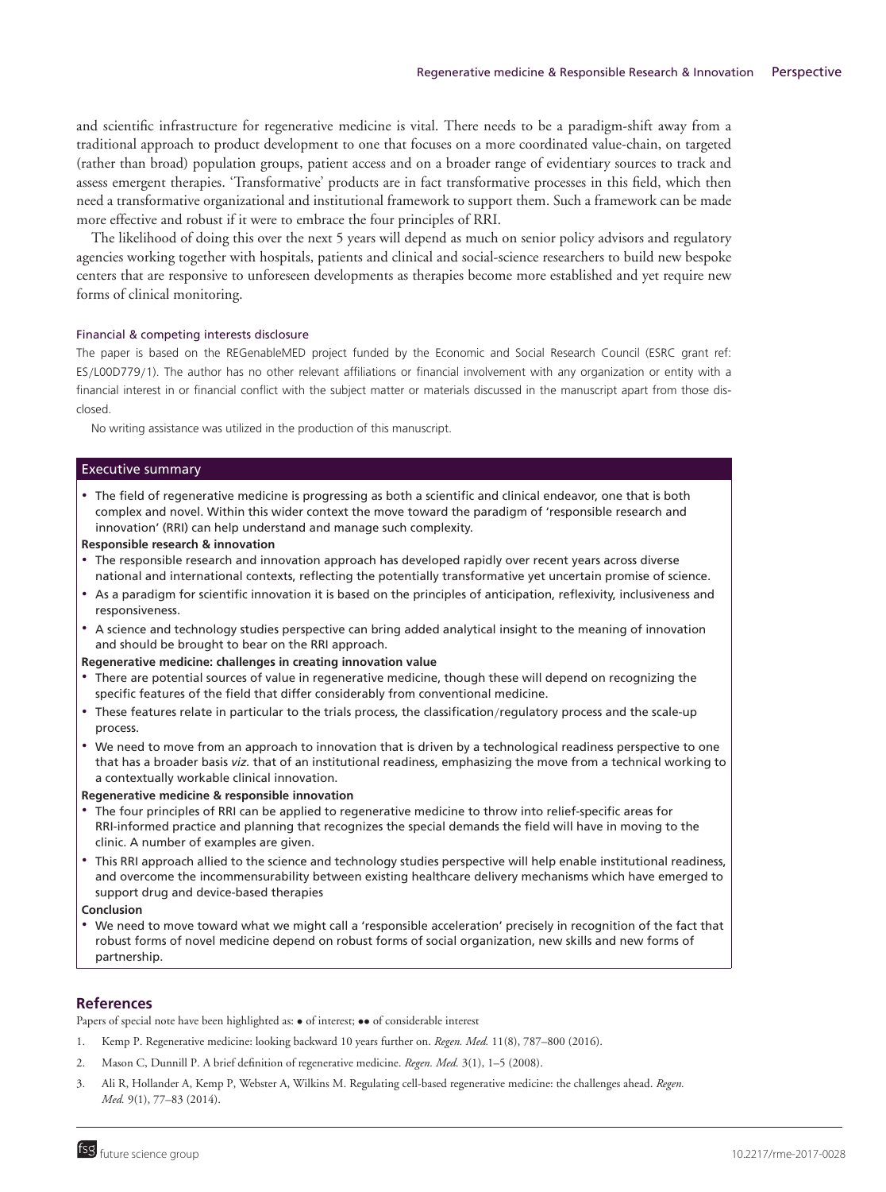and scientific infrastructure for regenerative medicine is vital. There needs to be a paradigm-shift away from a traditional approach to product development to one that focuses on a more coordinated value-chain, on targeted (rather than broad) population groups, patient access and on a broader range of evidentiary sources to track and assess emergent therapies. 'Transformative' products are in fact transformative processes in this field, which then need a transformative organizational and institutional framework to support them. Such a framework can be made more effective and robust if it were to embrace the four principles of RRI.

The likelihood of doing this over the next 5 years will depend as much on senior policy advisors and regulatory agencies working together with hospitals, patients and clinical and social-science researchers to build new bespoke centers that are responsive to unforeseen developments as therapies become more established and yet require new forms of clinical monitoring.

#### Financial & competing interests disclosure

The paper is based on the REGenableMED project funded by the Economic and Social Research Council (ESRC grant ref: ES/L00D779/1). The author has no other relevant affiliations or financial involvement with any organization or entity with a financial interest in or financial conflict with the subject matter or materials discussed in the manuscript apart from those disclosed.

No writing assistance was utilized in the production of this manuscript.

### Executive summary

- The field of regenerative medicine is progressing as both a scientific and clinical endeavor, one that is both complex and novel. Within this wider context the move toward the paradigm of 'responsible research and innovation' (RRI) can help understand and manage such complexity.

**Responsible research & innovation**

- The responsible research and innovation approach has developed rapidly over recent years across diverse national and international contexts, reflecting the potentially transformative yet uncertain promise of science.
- As a paradigm for scientific innovation it is based on the principles of anticipation, reflexivity, inclusiveness and responsiveness.
- A science and technology studies perspective can bring added analytical insight to the meaning of innovation and should be brought to bear on the RRI approach.

**Regenerative medicine: challenges in creating innovation value**

- There are potential sources of value in regenerative medicine, though these will depend on recognizing the specific features of the field that differ considerably from conventional medicine.
- These features relate in particular to the trials process, the classification/regulatory process and the scale-up process.
- We need to move from an approach to innovation that is driven by a technological readiness perspective to one that has a broader basis *viz.* that of an institutional readiness, emphasizing the move from a technical working to a contextually workable clinical innovation.

**Regenerative medicine & responsible innovation**

- The four principles of RRI can be applied to regenerative medicine to throw into relief-specific areas for RRI-informed practice and planning that recognizes the special demands the field will have in moving to the clinic. A number of examples are given.
- This RRI approach allied to the science and technology studies perspective will help enable institutional readiness, and overcome the incommensurability between existing healthcare delivery mechanisms which have emerged to support drug and device-based therapies

**Conclusion**

- We need to move toward what we might call a 'responsible acceleration' precisely in recognition of the fact that robust forms of novel medicine depend on robust forms of social organization, new skills and new forms of partnership.

## References

Papers of special note have been highlighted as: • of interest; •• of considerable interest

1. Kemp P. Regenerative medicine: looking backward 10 years further on. *Regen. Med.* 11(8), 787–800 (2016).
2. Mason C, Dunnill P. A brief definition of regenerative medicine. *Regen. Med.* 3(1), 1–5 (2008).
3. Ali R, Hollander A, Kemp P, Webster A, Wilkins M. Regulating cell-based regenerative medicine: the challenges ahead. *Regen. Med.* 9(1), 77–83 (2014).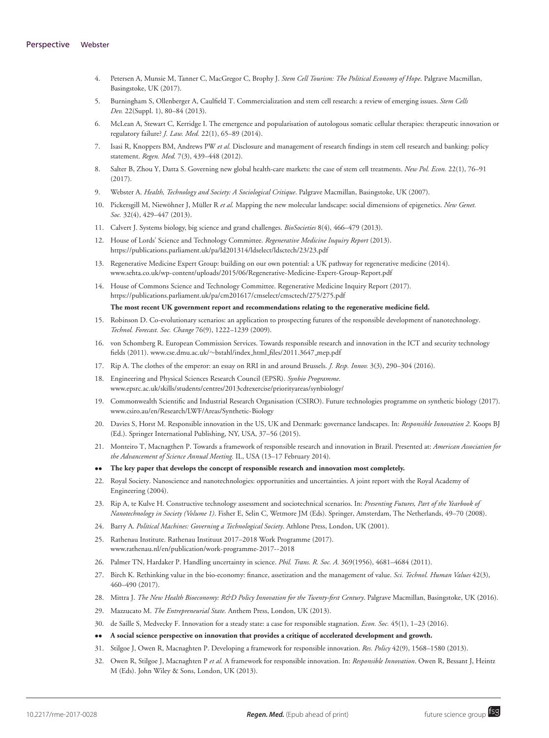4. Petersen A, Munsie M, Tanner C, MacGregor C, Brophy J. *Stem Cell Tourism: The Political Economy of Hope*. Palgrave Macmillan, Basingstoke, UK (2017).
5. Burningham S, Ollenberger A, Caulfield T. Commercialization and stem cell research: a review of emerging issues. *Stem Cells Dev.* 22(Suppl. 1), 80–84 (2013).
6. McLean A, Stewart C, Kerridge I. The emergence and popularisation of autologous somatic cellular therapies: therapeutic innovation or regulatory failure? *J. Law. Med.* 22(1), 65–89 (2014).
7. Isasi R, Knoppers BM, Andrews PW *et al.* Disclosure and management of research findings in stem cell research and banking: policy statement. *Regen. Med.* 7(3), 439–448 (2012).
8. Salter B, Zhou Y, Datta S. Governing new global health-care markets: the case of stem cell treatments. *New Pol. Econ.* 22(1), 76–91 (2017).
9. Webster A. *Health, Technology and Society: A Sociological Critique*. Palgrave Macmillan, Basingstoke, UK (2007).
10. Pickersgill M, Niewöhner J, Müller R *et al.* Mapping the new molecular landscape: social dimensions of epigenetics. *New Genet. Soc.* 32(4), 429–447 (2013).
11. Calvert J. Systems biology, big science and grand challenges. *BioSocieties* 8(4), 466–479 (2013).
12. House of Lords' Science and Technology Committee. *Regenerative Medicine Inquiry Report* (2013). https://publications.parliament.uk/pa/ld201314/ldselect/ldsctech/23/23.pdf
13. Regenerative Medicine Expert Group: building on our own potential: a UK pathway for regenerative medicine (2014). www.sehta.co.uk/wp-content/uploads/2015/06/Regenerative-Medicine-Expert-Group-Report.pdf
14. House of Commons Science and Technology Committee. Regenerative Medicine Inquiry Report (2017). https://publications.parliament.uk/pa/cm201617/cmselect/cmsctech/275/275.pdf

    **The most recent UK government report and recommendations relating to the regenerative medicine field.**
15. Robinson D. Co-evolutionary scenarios: an application to prospecting futures of the responsible development of nanotechnology. *Technol. Forecast. Soc. Change* 76(9), 1222–1239 (2009).
16. von Schomberg R. European Commission Services. Towards responsible research and innovation in the ICT and security technology fields (2011). www.cse.dmu.ac.uk/~bstahl/index_html_files/2011.3647_mep.pdf
17. Rip A. The clothes of the emperor: an essay on RRI in and around Brussels. *J. Resp. Innov.* 3(3), 290–304 (2016).
18. Engineering and Physical Sciences Research Council (EPSR). *Synbio Programme*. www.epsrc.ac.uk/skills/students/centres/2013cdtexercise/priorityareas/synbiology/
19. Commonwealth Scientific and Industrial Research Organisation (CSIRO). Future technologies programme on synthetic biology (2017). www.csiro.au/en/Research/LWF/Areas/Synthetic-Biology
20. Davies S, Horst M. Responsible innovation in the US, UK and Denmark: governance landscapes. In: *Responsible Innovation 2*. Koops BJ (Ed.). Springer International Publishing, NY, USA, 37–56 (2015).
21. Monteiro T, Macnagthen P. Towards a framework of responsible research and innovation in Brazil. Presented at: *American Association for the Advancement of Science Annual Meeting.* IL, USA (13–17 February 2014).

- •• **The key paper that develops the concept of responsible research and innovation most completely.**

22. Royal Society. Nanoscience and nanotechnologies: opportunities and uncertainties. A joint report with the Royal Academy of Engineering (2004).
23. Rip A, te Kulve H. Constructive technology assessment and sociotechnical scenarios. In: *Presenting Futures, Part of the Yearbook of Nanotechnology in Society (Volume 1)*. Fisher E, Selin C, Wetmore JM (Eds). Springer, Amsterdam, The Netherlands, 49–70 (2008).
24. Barry A. *Political Machines: Governing a Technological Society*. Athlone Press, London, UK (2001).
25. Rathenau Institute. Rathenau Instituut 2017–2018 Work Programme (2017). www.rathenau.nl/en/publication/work-programme-2017--2018
26. Palmer TN, Hardaker P. Handling uncertainty in science. *Phil. Trans. R. Soc. A.* 369(1956), 4681–4684 (2011).
27. Birch K. Rethinking value in the bio-economy: finance, assetization and the management of value. *Sci. Technol. Human Values* 42(3), 460–490 (2017).
28. Mittra J. *The New Health Bioeconomy: R&D Policy Innovation for the Twenty-first Century*. Palgrave Macmillan, Basingstoke, UK (2016).
29. Mazzucato M. *The Entrepreneurial State*. Anthem Press, London, UK (2013).
30. de Saille S, Medvecky F. Innovation for a steady state: a case for responsible stagnation. *Econ. Soc.* 45(1), 1–23 (2016).

- •• **A social science perspective on innovation that provides a critique of accelerated development and growth.**

31. Stilgoe J, Owen R, Macnaghten P. Developing a framework for responsible innovation. *Res. Policy* 42(9), 1568–1580 (2013).
32. Owen R, Stilgoe J, Macnaghten P *et al.* A framework for responsible innovation. In: *Responsible Innovation*. Owen R, Bessant J, Heintz M (Eds). John Wiley & Sons, London, UK (2013).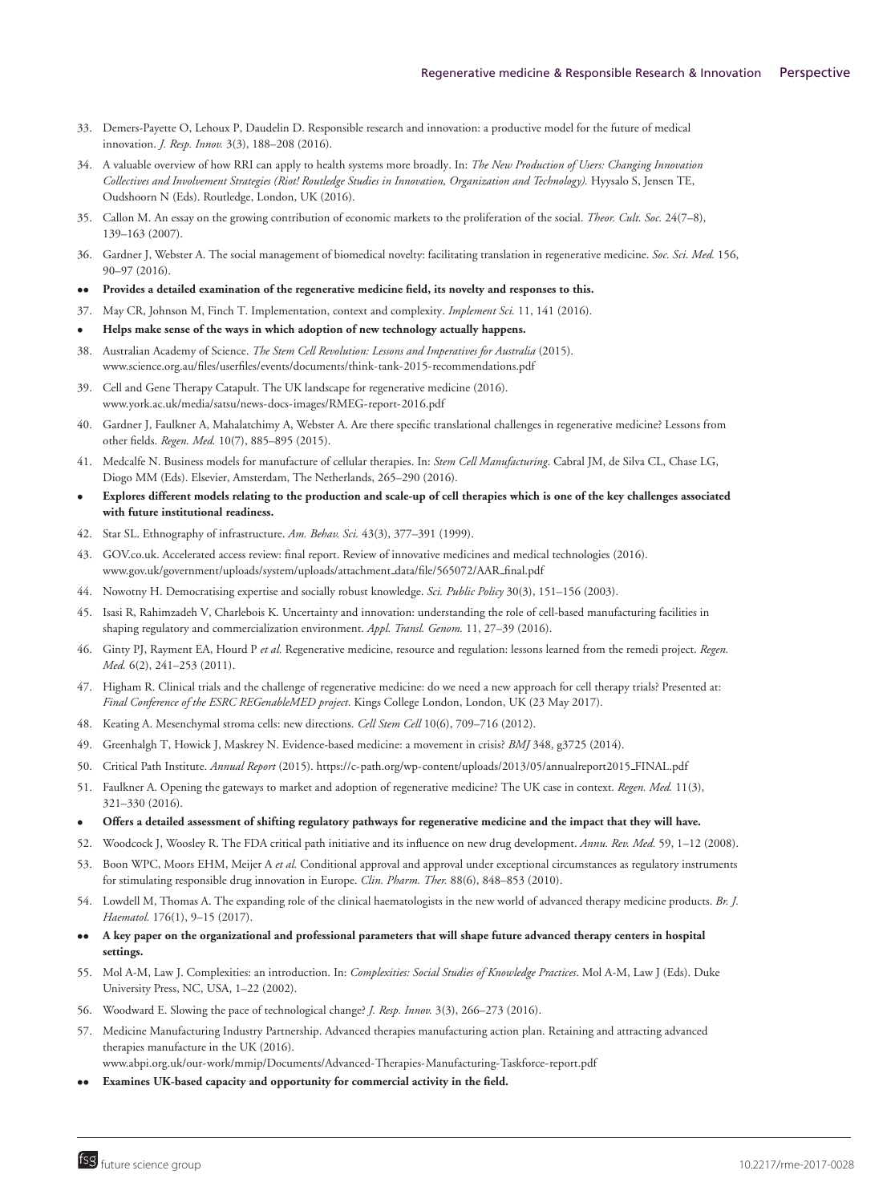33. Demers-Payette O, Lehoux P, Daudelin D. Responsible research and innovation: a productive model for the future of medical innovation. *J. Resp. Innov.* 3(3), 188–208 (2016).
34. A valuable overview of how RRI can apply to health systems more broadly. In: *The New Production of Users: Changing Innovation Collectives and Involvement Strategies (Riot! Routledge Studies in Innovation, Organization and Technology).* Hyysalo S, Jensen TE, Oudshoorn N (Eds). Routledge, London, UK (2016).
35. Callon M. An essay on the growing contribution of economic markets to the proliferation of the social. *Theor. Cult. Soc.* 24(7–8), 139–163 (2007).
36. Gardner J, Webster A. The social management of biomedical novelty: facilitating translation in regenerative medicine. *Soc. Sci. Med.* 156, 90–97 (2016).
- •• **Provides a detailed examination of the regenerative medicine field, its novelty and responses to this.**
37. May CR, Johnson M, Finch T. Implementation, context and complexity. *Implement Sci.* 11, 141 (2016).
- • **Helps make sense of the ways in which adoption of new technology actually happens.**
38. Australian Academy of Science. *The Stem Cell Revolution: Lessons and Imperatives for Australia* (2015). www.science.org.au/files/userfiles/events/documents/think-tank-2015-recommendations.pdf
39. Cell and Gene Therapy Catapult. The UK landscape for regenerative medicine (2016). www.york.ac.uk/media/satsu/news-docs-images/RMEG-report-2016.pdf
40. Gardner J, Faulkner A, Mahalatchimy A, Webster A. Are there specific translational challenges in regenerative medicine? Lessons from other fields. *Regen. Med.* 10(7), 885–895 (2015).
41. Medcalfe N. Business models for manufacture of cellular therapies. In: *Stem Cell Manufacturing*. Cabral JM, de Silva CL, Chase LG, Diogo MM (Eds). Elsevier, Amsterdam, The Netherlands, 265–290 (2016).
- • **Explores different models relating to the production and scale-up of cell therapies which is one of the key challenges associated with future institutional readiness.**
42. Star SL. Ethnography of infrastructure. *Am. Behav. Sci.* 43(3), 377–391 (1999).
43. GOV.co.uk. Accelerated access review: final report. Review of innovative medicines and medical technologies (2016). www.gov.uk/government/uploads/system/uploads/attachment_data/file/565072/AAR_final.pdf
44. Nowotny H. Democratising expertise and socially robust knowledge. *Sci. Public Policy* 30(3), 151–156 (2003).
45. Isasi R, Rahimzadeh V, Charlebois K. Uncertainty and innovation: understanding the role of cell-based manufacturing facilities in shaping regulatory and commercialization environment. *Appl. Transl. Genom.* 11, 27–39 (2016).
46. Ginty PJ, Rayment EA, Hourd P *et al.* Regenerative medicine, resource and regulation: lessons learned from the remedi project. *Regen. Med.* 6(2), 241–253 (2011).
47. Higham R. Clinical trials and the challenge of regenerative medicine: do we need a new approach for cell therapy trials? Presented at: *Final Conference of the ESRC REGenableMED project*. Kings College London, London, UK (23 May 2017).
48. Keating A. Mesenchymal stroma cells: new directions. *Cell Stem Cell* 10(6), 709–716 (2012).
49. Greenhalgh T, Howick J, Maskrey N. Evidence-based medicine: a movement in crisis? *BMJ* 348, g3725 (2014).
50. Critical Path Institute. *Annual Report* (2015). https://c-path.org/wp-content/uploads/2013/05/annualreport2015_FINAL.pdf
51. Faulkner A. Opening the gateways to market and adoption of regenerative medicine? The UK case in context. *Regen. Med.* 11(3), 321–330 (2016).
- • **Offers a detailed assessment of shifting regulatory pathways for regenerative medicine and the impact that they will have.**
52. Woodcock J, Woosley R. The FDA critical path initiative and its influence on new drug development. *Annu. Rev. Med.* 59, 1–12 (2008).
53. Boon WPC, Moors EHM, Meijer A *et al.* Conditional approval and approval under exceptional circumstances as regulatory instruments for stimulating responsible drug innovation in Europe. *Clin. Pharm. Ther.* 88(6), 848–853 (2010).
54. Lowdell M, Thomas A. The expanding role of the clinical haematologists in the new world of advanced therapy medicine products. *Br. J. Haematol.* 176(1), 9–15 (2017).
- •• **A key paper on the organizational and professional parameters that will shape future advanced therapy centers in hospital settings.**
55. Mol A-M, Law J. Complexities: an introduction. In: *Complexities: Social Studies of Knowledge Practices*. Mol A-M, Law J (Eds). Duke University Press, NC, USA, 1–22 (2002).
56. Woodward E. Slowing the pace of technological change? *J. Resp. Innov.* 3(3), 266–273 (2016).
57. Medicine Manufacturing Industry Partnership. Advanced therapies manufacturing action plan. Retaining and attracting advanced therapies manufacture in the UK (2016). www.abpi.org.uk/our-work/mmip/Documents/Advanced-Therapies-Manufacturing-Taskforce-report.pdf
- •• **Examines UK-based capacity and opportunity for commercial activity in the field.**